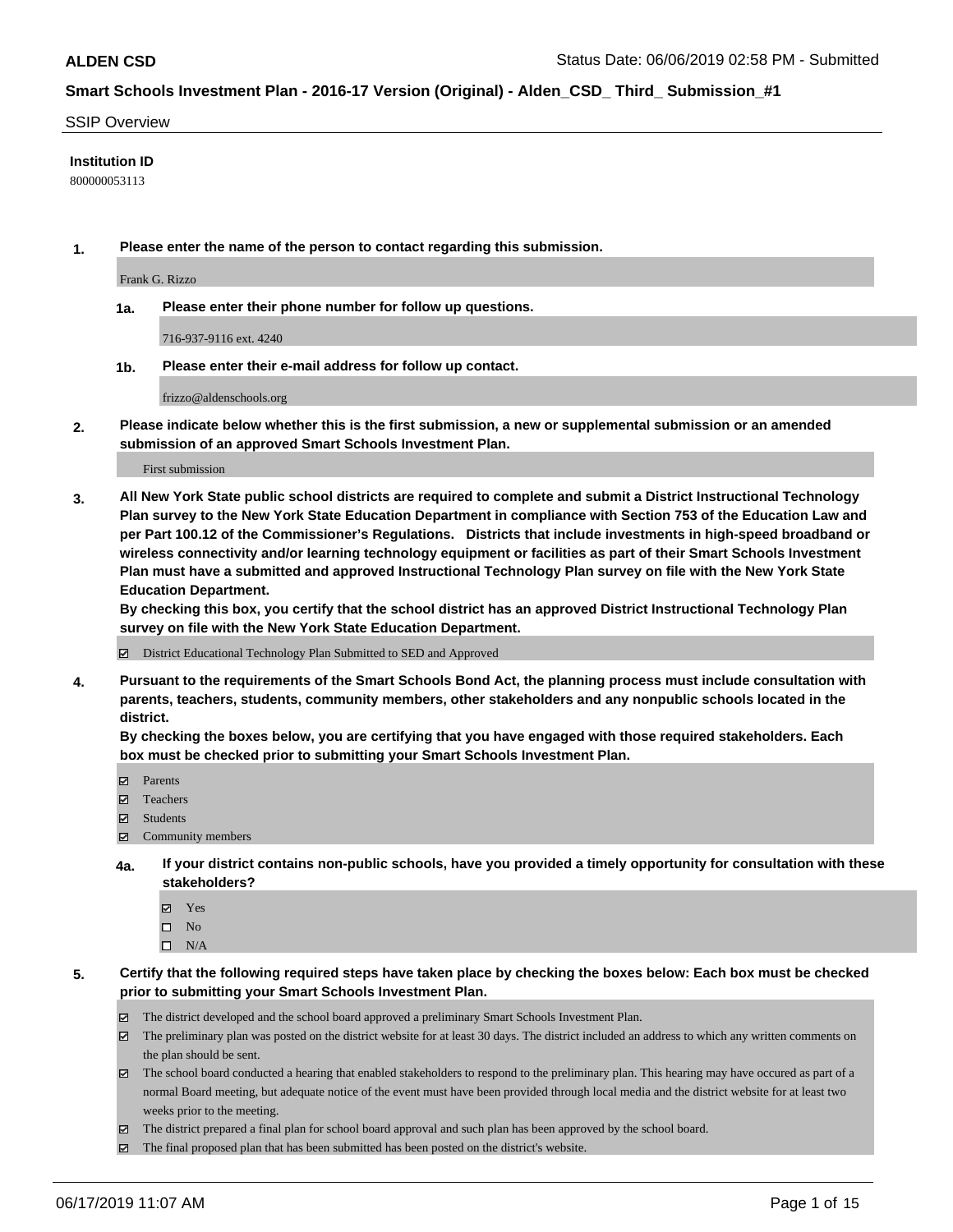# ALDEN CSD

Status Date: 06/06/2019 02:58 PM - Submitted

## Smart Schools Investment Plan - 2016-17 Version (Original) - Alden_CSD_ Third_ Submission_#1

SSIP Overview

**Institution ID**

800000053113

**1. Please enter the name of the person to contact regarding this submission.**

Frank G. Rizzo

**1a. Please enter their phone number for follow up questions.**

716-937-9116 ext. 4240

**1b. Please enter their e-mail address for follow up contact.**

frizzo@aldenschools.org

**2. Please indicate below whether this is the first submission, a new or supplemental submission or an amended submission of an approved Smart Schools Investment Plan.**

First submission

**3. All New York State public school districts are required to complete and submit a District Instructional Technology Plan survey to the New York State Education Department in compliance with Section 753 of the Education Law and per Part 100.12 of the Commissioner's Regulations. Districts that include investments in high-speed broadband or wireless connectivity and/or learning technology equipment or facilities as part of their Smart Schools Investment Plan must have a submitted and approved Instructional Technology Plan survey on file with the New York State Education Department.**
**By checking this box, you certify that the school district has an approved District Instructional Technology Plan survey on file with the New York State Education Department.**

☑ District Educational Technology Plan Submitted to SED and Approved

**4. Pursuant to the requirements of the Smart Schools Bond Act, the planning process must include consultation with parents, teachers, students, community members, other stakeholders and any nonpublic schools located in the district.**
**By checking the boxes below, you are certifying that you have engaged with those required stakeholders. Each box must be checked prior to submitting your Smart Schools Investment Plan.**

☑ Parents
☑ Teachers
☑ Students
☑ Community members

**4a. If your district contains non-public schools, have you provided a timely opportunity for consultation with these stakeholders?**

☑ Yes
☐ No
☐ N/A

**5. Certify that the following required steps have taken place by checking the boxes below: Each box must be checked prior to submitting your Smart Schools Investment Plan.**

☑ The district developed and the school board approved a preliminary Smart Schools Investment Plan.
☑ The preliminary plan was posted on the district website for at least 30 days. The district included an address to which any written comments on the plan should be sent.
☑ The school board conducted a hearing that enabled stakeholders to respond to the preliminary plan. This hearing may have occured as part of a normal Board meeting, but adequate notice of the event must have been provided through local media and the district website for at least two weeks prior to the meeting.
☑ The district prepared a final plan for school board approval and such plan has been approved by the school board.
☑ The final proposed plan that has been submitted has been posted on the district's website.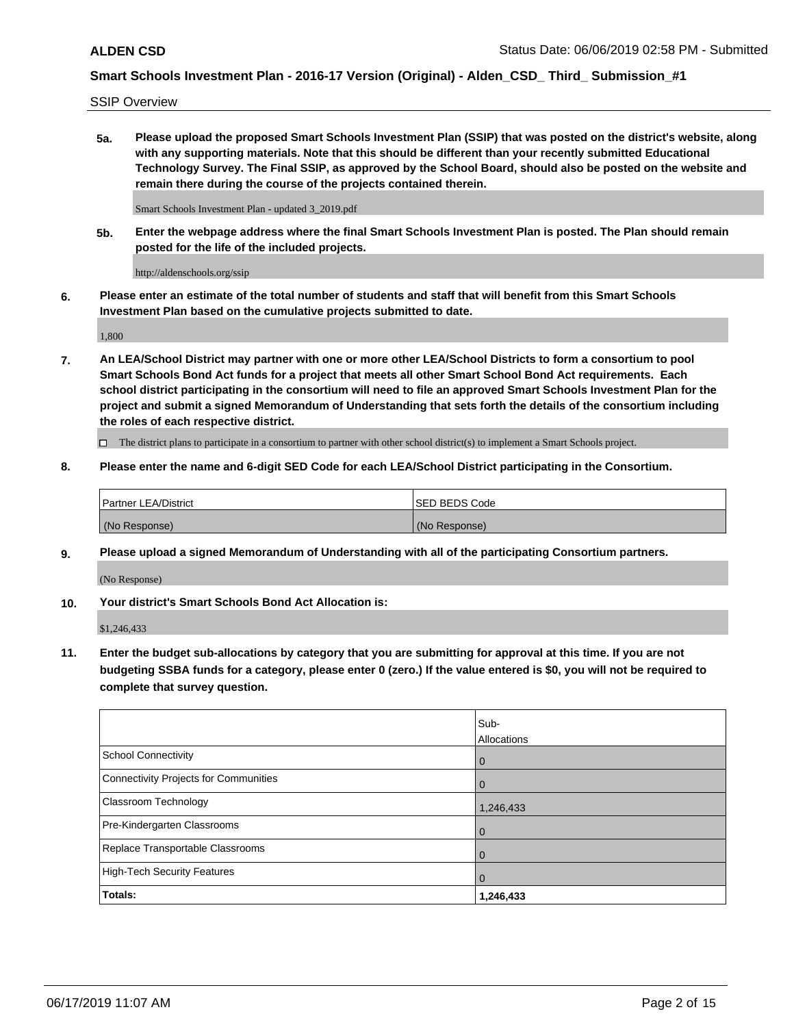SSIP Overview

**5a. Please upload the proposed Smart Schools Investment Plan (SSIP) that was posted on the district's website, along with any supporting materials. Note that this should be different than your recently submitted Educational Technology Survey. The Final SSIP, as approved by the School Board, should also be posted on the website and remain there during the course of the projects contained therein.**

Smart Schools Investment Plan - updated 3_2019.pdf

**5b. Enter the webpage address where the final Smart Schools Investment Plan is posted. The Plan should remain posted for the life of the included projects.**

http://aldenschools.org/ssip

**6. Please enter an estimate of the total number of students and staff that will benefit from this Smart Schools Investment Plan based on the cumulative projects submitted to date.**

1,800

**7. An LEA/School District may partner with one or more other LEA/School Districts to form a consortium to pool Smart Schools Bond Act funds for a project that meets all other Smart School Bond Act requirements. Each school district participating in the consortium will need to file an approved Smart Schools Investment Plan for the project and submit a signed Memorandum of Understanding that sets forth the details of the consortium including the roles of each respective district.**

☐ The district plans to participate in a consortium to partner with other school district(s) to implement a Smart Schools project.

**8. Please enter the name and 6-digit SED Code for each LEA/School District participating in the Consortium.**

| Partner LEA/District | SED BEDS Code |
|---|---|
| (No Response) | (No Response) |

**9. Please upload a signed Memorandum of Understanding with all of the participating Consortium partners.**

(No Response)

**10. Your district's Smart Schools Bond Act Allocation is:**

$1,246,433

**11. Enter the budget sub-allocations by category that you are submitting for approval at this time. If you are not budgeting SSBA funds for a category, please enter 0 (zero.) If the value entered is $0, you will not be required to complete that survey question.**

| | Sub-Allocations |
|---|---|
| School Connectivity | 0 |
| Connectivity Projects for Communities | 0 |
| Classroom Technology | 1,246,433 |
| Pre-Kindergarten Classrooms | 0 |
| Replace Transportable Classrooms | 0 |
| High-Tech Security Features | 0 |
| **Totals:** | **1,246,433** |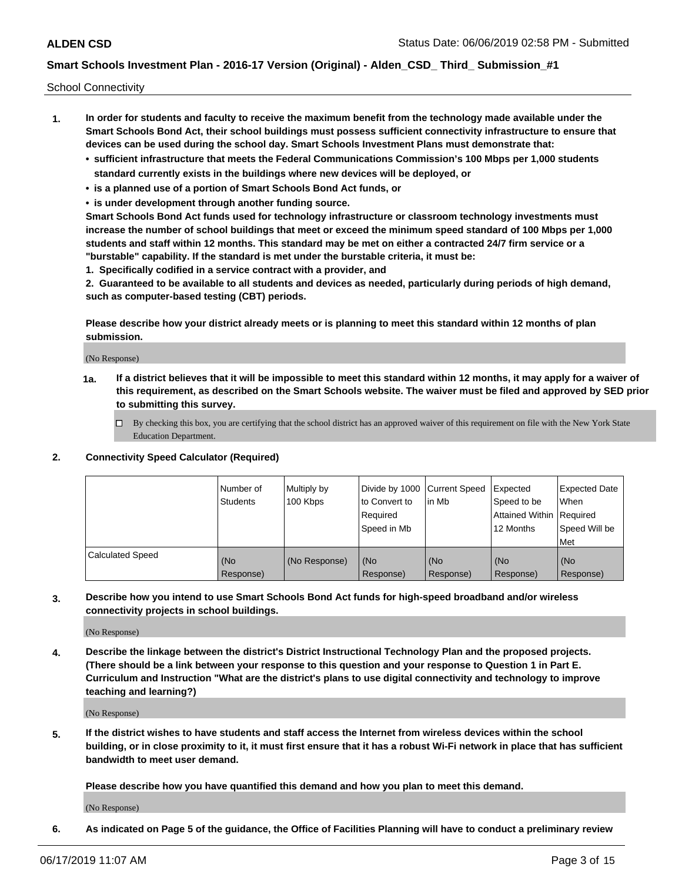School Connectivity

1. **In order for students and faculty to receive the maximum benefit from the technology made available under the Smart Schools Bond Act, their school buildings must possess sufficient connectivity infrastructure to ensure that devices can be used during the school day. Smart Schools Investment Plans must demonstrate that:**
   - **sufficient infrastructure that meets the Federal Communications Commission's 100 Mbps per 1,000 students standard currently exists in the buildings where new devices will be deployed, or**
   - **is a planned use of a portion of Smart Schools Bond Act funds, or**
   - **is under development through another funding source.**

   **Smart Schools Bond Act funds used for technology infrastructure or classroom technology investments must increase the number of school buildings that meet or exceed the minimum speed standard of 100 Mbps per 1,000 students and staff within 12 months. This standard may be met on either a contracted 24/7 firm service or a "burstable" capability. If the standard is met under the burstable criteria, it must be:**

   **1. Specifically codified in a service contract with a provider, and**

   **2. Guaranteed to be available to all students and devices as needed, particularly during periods of high demand, such as computer-based testing (CBT) periods.**

   **Please describe how your district already meets or is planning to meet this standard within 12 months of plan submission.**

   (No Response)

   **1a. If a district believes that it will be impossible to meet this standard within 12 months, it may apply for a waiver of this requirement, as described on the Smart Schools website. The waiver must be filed and approved by SED prior to submitting this survey.**

   ☐ By checking this box, you are certifying that the school district has an approved waiver of this requirement on file with the New York State Education Department.

2. **Connectivity Speed Calculator (Required)**

| | Number of Students | Multiply by 100 Kbps | Divide by 1000 to Convert to Required Speed in Mb | Current Speed in Mb | Expected Speed to be Attained Within 12 Months | Expected Date When Required Speed Will be Met |
|---|---|---|---|---|---|---|
| Calculated Speed | (No Response) | (No Response) | (No Response) | (No Response) | (No Response) | (No Response) |

3. **Describe how you intend to use Smart Schools Bond Act funds for high-speed broadband and/or wireless connectivity projects in school buildings.**

   (No Response)

4. **Describe the linkage between the district's District Instructional Technology Plan and the proposed projects. (There should be a link between your response to this question and your response to Question 1 in Part E. Curriculum and Instruction "What are the district's plans to use digital connectivity and technology to improve teaching and learning?)**

   (No Response)

5. **If the district wishes to have students and staff access the Internet from wireless devices within the school building, or in close proximity to it, it must first ensure that it has a robust Wi-Fi network in place that has sufficient bandwidth to meet user demand.**

   **Please describe how you have quantified this demand and how you plan to meet this demand.**

   (No Response)

6. **As indicated on Page 5 of the guidance, the Office of Facilities Planning will have to conduct a preliminary review**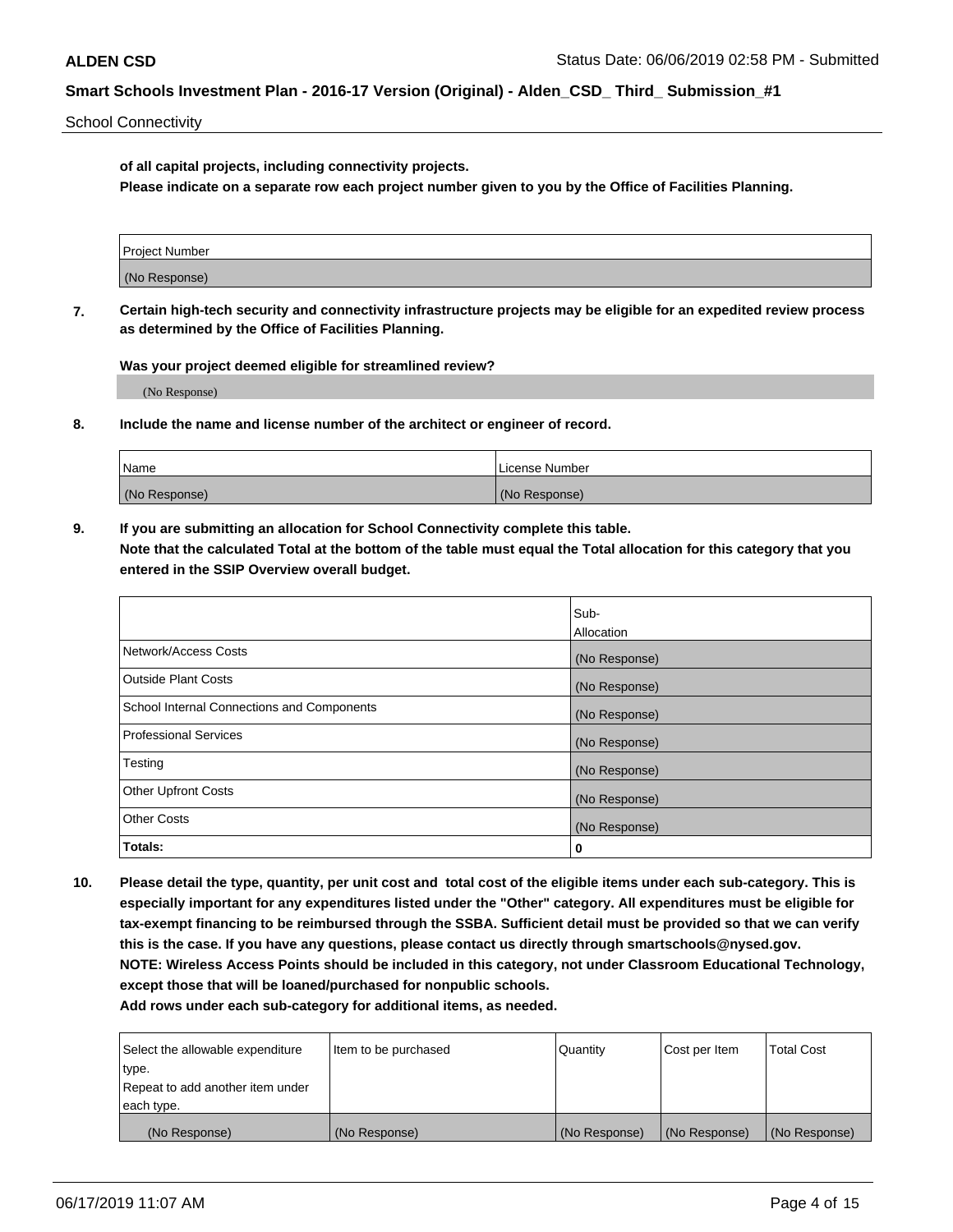School Connectivity

**of all capital projects, including connectivity projects.**
**Please indicate on a separate row each project number given to you by the Office of Facilities Planning.**

| Project Number |
| --- |
| (No Response) |

**7. Certain high-tech security and connectivity infrastructure projects may be eligible for an expedited review process as determined by the Office of Facilities Planning.**

**Was your project deemed eligible for streamlined review?**

(No Response)

**8. Include the name and license number of the architect or engineer of record.**

| Name | License Number |
| --- | --- |
| (No Response) | (No Response) |

**9. If you are submitting an allocation for School Connectivity complete this table.**
**Note that the calculated Total at the bottom of the table must equal the Total allocation for this category that you entered in the SSIP Overview overall budget.**

| | Sub-Allocation |
| --- | --- |
| Network/Access Costs | (No Response) |
| Outside Plant Costs | (No Response) |
| School Internal Connections and Components | (No Response) |
| Professional Services | (No Response) |
| Testing | (No Response) |
| Other Upfront Costs | (No Response) |
| Other Costs | (No Response) |
| **Totals:** | **0** |

**10. Please detail the type, quantity, per unit cost and total cost of the eligible items under each sub-category. This is especially important for any expenditures listed under the "Other" category. All expenditures must be eligible for tax-exempt financing to be reimbursed through the SSBA. Sufficient detail must be provided so that we can verify this is the case. If you have any questions, please contact us directly through smartschools@nysed.gov.**
**NOTE: Wireless Access Points should be included in this category, not under Classroom Educational Technology, except those that will be loaned/purchased for nonpublic schools.**
**Add rows under each sub-category for additional items, as needed.**

| Select the allowable expenditure type. Repeat to add another item under each type. | Item to be purchased | Quantity | Cost per Item | Total Cost |
| --- | --- | --- | --- | --- |
| (No Response) | (No Response) | (No Response) | (No Response) | (No Response) |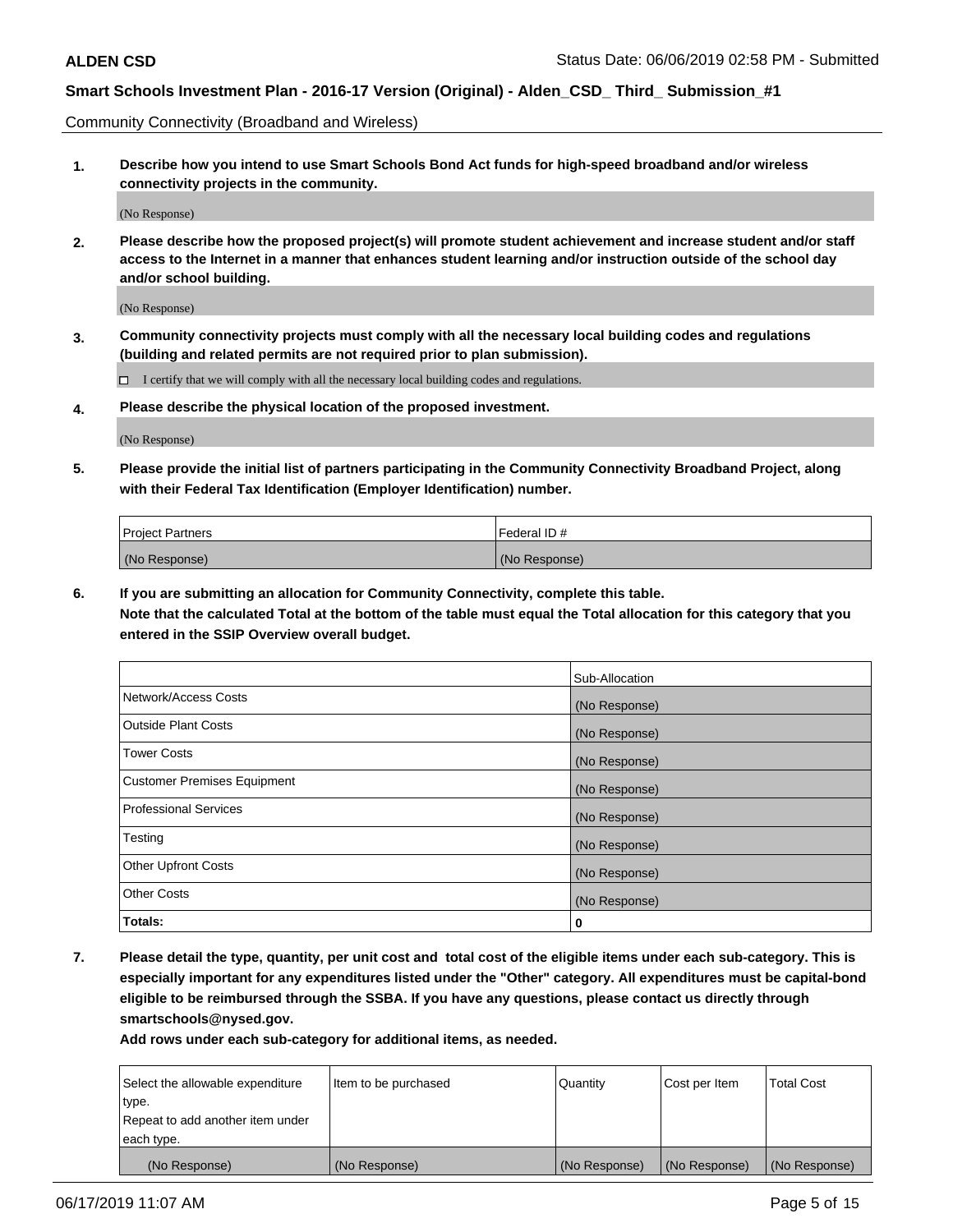Community Connectivity (Broadband and Wireless)

**1. Describe how you intend to use Smart Schools Bond Act funds for high-speed broadband and/or wireless connectivity projects in the community.**

(No Response)

**2. Please describe how the proposed project(s) will promote student achievement and increase student and/or staff access to the Internet in a manner that enhances student learning and/or instruction outside of the school day and/or school building.**

(No Response)

**3. Community connectivity projects must comply with all the necessary local building codes and regulations (building and related permits are not required prior to plan submission).**

☐ I certify that we will comply with all the necessary local building codes and regulations.

**4. Please describe the physical location of the proposed investment.**

(No Response)

**5. Please provide the initial list of partners participating in the Community Connectivity Broadband Project, along with their Federal Tax Identification (Employer Identification) number.**

| Project Partners | Federal ID # |
| --- | --- |
| (No Response) | (No Response) |

**6. If you are submitting an allocation for Community Connectivity, complete this table.**
**Note that the calculated Total at the bottom of the table must equal the Total allocation for this category that you entered in the SSIP Overview overall budget.**

| | Sub-Allocation |
| --- | --- |
| Network/Access Costs | (No Response) |
| Outside Plant Costs | (No Response) |
| Tower Costs | (No Response) |
| Customer Premises Equipment | (No Response) |
| Professional Services | (No Response) |
| Testing | (No Response) |
| Other Upfront Costs | (No Response) |
| Other Costs | (No Response) |
| **Totals:** | **0** |

**7. Please detail the type, quantity, per unit cost and total cost of the eligible items under each sub-category. This is especially important for any expenditures listed under the "Other" category. All expenditures must be capital-bond eligible to be reimbursed through the SSBA. If you have any questions, please contact us directly through smartschools@nysed.gov.**

**Add rows under each sub-category for additional items, as needed.**

| Select the allowable expenditure type. Repeat to add another item under each type. | Item to be purchased | Quantity | Cost per Item | Total Cost |
| --- | --- | --- | --- | --- |
| (No Response) | (No Response) | (No Response) | (No Response) | (No Response) |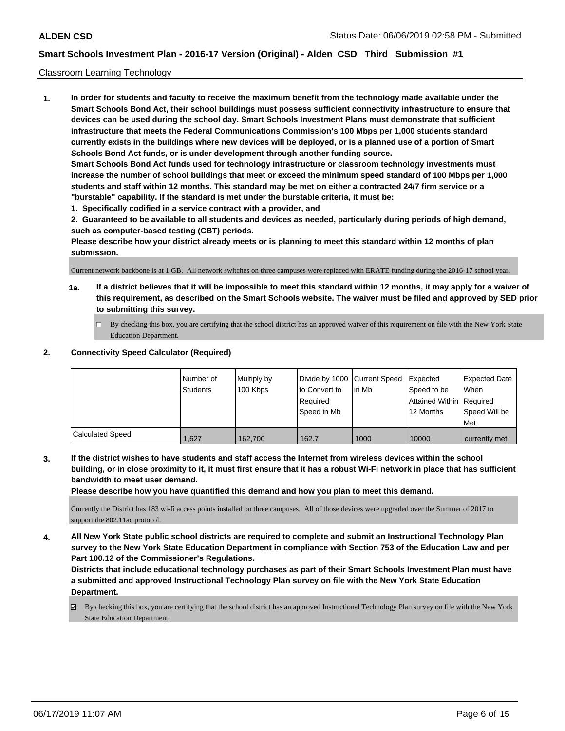Classroom Learning Technology

**1. In order for students and faculty to receive the maximum benefit from the technology made available under the Smart Schools Bond Act, their school buildings must possess sufficient connectivity infrastructure to ensure that devices can be used during the school day. Smart Schools Investment Plans must demonstrate that sufficient infrastructure that meets the Federal Communications Commission's 100 Mbps per 1,000 students standard currently exists in the buildings where new devices will be deployed, or is a planned use of a portion of Smart Schools Bond Act funds, or is under development through another funding source.**

**Smart Schools Bond Act funds used for technology infrastructure or classroom technology investments must increase the number of school buildings that meet or exceed the minimum speed standard of 100 Mbps per 1,000 students and staff within 12 months. This standard may be met on either a contracted 24/7 firm service or a "burstable" capability. If the standard is met under the burstable criteria, it must be:**

**1. Specifically codified in a service contract with a provider, and**

**2. Guaranteed to be available to all students and devices as needed, particularly during periods of high demand, such as computer-based testing (CBT) periods.**

**Please describe how your district already meets or is planning to meet this standard within 12 months of plan submission.**

Current network backbone is at 1 GB. All network switches on three campuses were replaced with ERATE funding during the 2016-17 school year.

**1a. If a district believes that it will be impossible to meet this standard within 12 months, it may apply for a waiver of this requirement, as described on the Smart Schools website. The waiver must be filed and approved by SED prior to submitting this survey.**

☐ By checking this box, you are certifying that the school district has an approved waiver of this requirement on file with the New York State Education Department.

**2. Connectivity Speed Calculator (Required)**

| | Number of Students | Multiply by 100 Kbps | Divide by 1000 to Convert to Required Speed in Mb | Current Speed in Mb | Expected Speed to be Attained Within 12 Months | Expected Date When Required Speed Will be Met |
|---|---|---|---|---|---|---|
| Calculated Speed | 1,627 | 162,700 | 162.7 | 1000 | 10000 | currently met |

**3. If the district wishes to have students and staff access the Internet from wireless devices within the school building, or in close proximity to it, it must first ensure that it has a robust Wi-Fi network in place that has sufficient bandwidth to meet user demand.**

**Please describe how you have quantified this demand and how you plan to meet this demand.**

Currently the District has 183 wi-fi access points installed on three campuses. All of those devices were upgraded over the Summer of 2017 to support the 802.11ac protocol.

**4. All New York State public school districts are required to complete and submit an Instructional Technology Plan survey to the New York State Education Department in compliance with Section 753 of the Education Law and per Part 100.12 of the Commissioner's Regulations.**

**Districts that include educational technology purchases as part of their Smart Schools Investment Plan must have a submitted and approved Instructional Technology Plan survey on file with the New York State Education Department.**

☑ By checking this box, you are certifying that the school district has an approved Instructional Technology Plan survey on file with the New York State Education Department.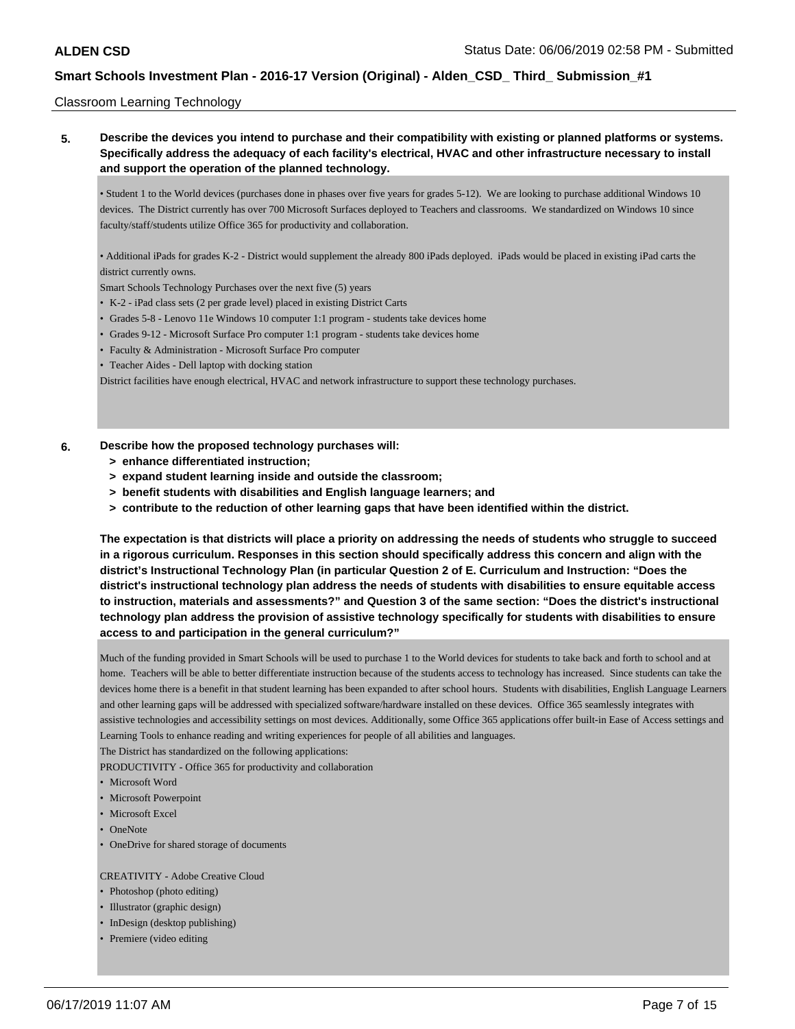Classroom Learning Technology

**5. Describe the devices you intend to purchase and their compatibility with existing or planned platforms or systems. Specifically address the adequacy of each facility's electrical, HVAC and other infrastructure necessary to install and support the operation of the planned technology.**

• Student 1 to the World devices (purchases done in phases over five years for grades 5-12). We are looking to purchase additional Windows 10 devices. The District currently has over 700 Microsoft Surfaces deployed to Teachers and classrooms. We standardized on Windows 10 since faculty/staff/students utilize Office 365 for productivity and collaboration.

• Additional iPads for grades K-2 - District would supplement the already 800 iPads deployed. iPads would be placed in existing iPad carts the district currently owns.

Smart Schools Technology Purchases over the next five (5) years

- K-2 - iPad class sets (2 per grade level) placed in existing District Carts
- Grades 5-8 - Lenovo 11e Windows 10 computer 1:1 program - students take devices home
- Grades 9-12 - Microsoft Surface Pro computer 1:1 program - students take devices home
- Faculty & Administration - Microsoft Surface Pro computer
- Teacher Aides - Dell laptop with docking station

District facilities have enough electrical, HVAC and network infrastructure to support these technology purchases.

**6. Describe how the proposed technology purchases will:**
- **> enhance differentiated instruction;**
- **> expand student learning inside and outside the classroom;**
- **> benefit students with disabilities and English language learners; and**
- **> contribute to the reduction of other learning gaps that have been identified within the district.**

**The expectation is that districts will place a priority on addressing the needs of students who struggle to succeed in a rigorous curriculum. Responses in this section should specifically address this concern and align with the district's Instructional Technology Plan (in particular Question 2 of E. Curriculum and Instruction: "Does the district's instructional technology plan address the needs of students with disabilities to ensure equitable access to instruction, materials and assessments?" and Question 3 of the same section: "Does the district's instructional technology plan address the provision of assistive technology specifically for students with disabilities to ensure access to and participation in the general curriculum?"**

Much of the funding provided in Smart Schools will be used to purchase 1 to the World devices for students to take back and forth to school and at home. Teachers will be able to better differentiate instruction because of the students access to technology has increased. Since students can take the devices home there is a benefit in that student learning has been expanded to after school hours. Students with disabilities, English Language Learners and other learning gaps will be addressed with specialized software/hardware installed on these devices. Office 365 seamlessly integrates with assistive technologies and accessibility settings on most devices. Additionally, some Office 365 applications offer built-in Ease of Access settings and Learning Tools to enhance reading and writing experiences for people of all abilities and languages.

The District has standardized on the following applications:

PRODUCTIVITY - Office 365 for productivity and collaboration

- Microsoft Word
- Microsoft Powerpoint
- Microsoft Excel
- OneNote
- OneDrive for shared storage of documents

CREATIVITY - Adobe Creative Cloud

- Photoshop (photo editing)
- Illustrator (graphic design)
- InDesign (desktop publishing)
- Premiere (video editing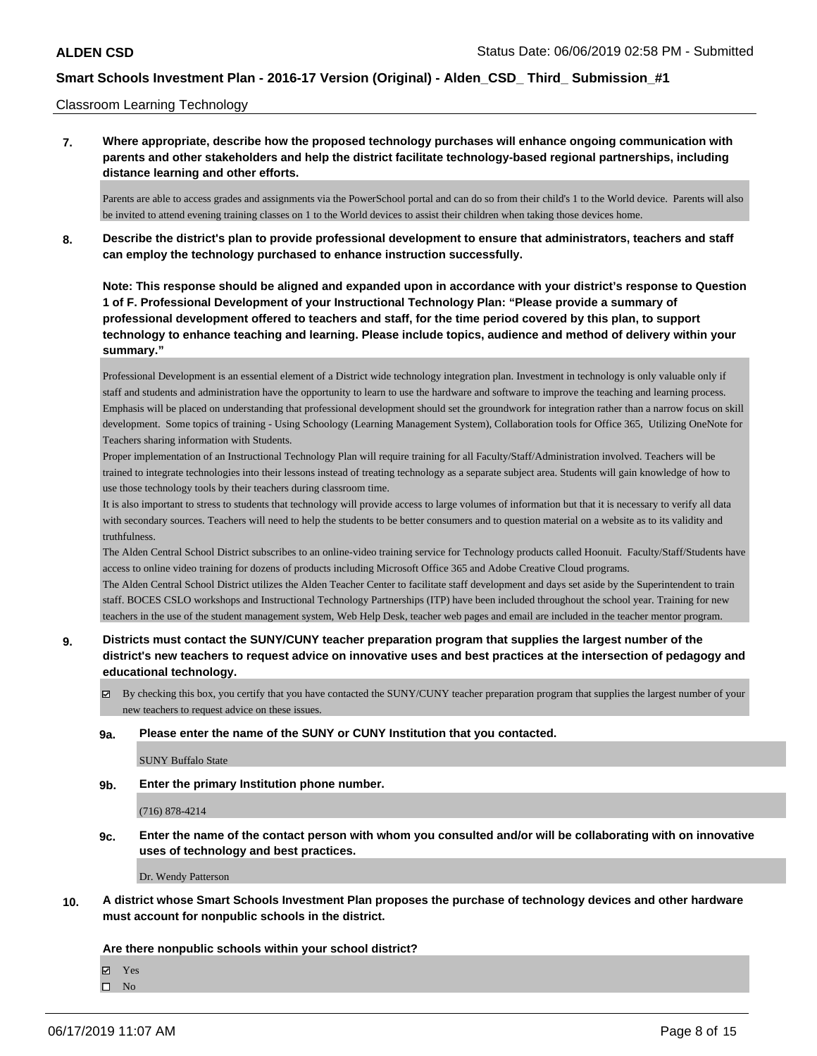Classroom Learning Technology

**7. Where appropriate, describe how the proposed technology purchases will enhance ongoing communication with parents and other stakeholders and help the district facilitate technology-based regional partnerships, including distance learning and other efforts.**

Parents are able to access grades and assignments via the PowerSchool portal and can do so from their child's 1 to the World device. Parents will also be invited to attend evening training classes on 1 to the World devices to assist their children when taking those devices home.

**8. Describe the district's plan to provide professional development to ensure that administrators, teachers and staff can employ the technology purchased to enhance instruction successfully.**

**Note: This response should be aligned and expanded upon in accordance with your district's response to Question 1 of F. Professional Development of your Instructional Technology Plan: "Please provide a summary of professional development offered to teachers and staff, for the time period covered by this plan, to support technology to enhance teaching and learning. Please include topics, audience and method of delivery within your summary."**

Professional Development is an essential element of a District wide technology integration plan. Investment in technology is only valuable only if staff and students and administration have the opportunity to learn to use the hardware and software to improve the teaching and learning process. Emphasis will be placed on understanding that professional development should set the groundwork for integration rather than a narrow focus on skill development. Some topics of training - Using Schoology (Learning Management System), Collaboration tools for Office 365, Utilizing OneNote for Teachers sharing information with Students.

Proper implementation of an Instructional Technology Plan will require training for all Faculty/Staff/Administration involved. Teachers will be trained to integrate technologies into their lessons instead of treating technology as a separate subject area. Students will gain knowledge of how to use those technology tools by their teachers during classroom time.

It is also important to stress to students that technology will provide access to large volumes of information but that it is necessary to verify all data with secondary sources. Teachers will need to help the students to be better consumers and to question material on a website as to its validity and truthfulness.

The Alden Central School District subscribes to an online-video training service for Technology products called Hoonuit. Faculty/Staff/Students have access to online video training for dozens of products including Microsoft Office 365 and Adobe Creative Cloud programs.

The Alden Central School District utilizes the Alden Teacher Center to facilitate staff development and days set aside by the Superintendent to train staff. BOCES CSLO workshops and Instructional Technology Partnerships (ITP) have been included throughout the school year. Training for new teachers in the use of the student management system, Web Help Desk, teacher web pages and email are included in the teacher mentor program.

**9. Districts must contact the SUNY/CUNY teacher preparation program that supplies the largest number of the district's new teachers to request advice on innovative uses and best practices at the intersection of pedagogy and educational technology.**

☑ By checking this box, you certify that you have contacted the SUNY/CUNY teacher preparation program that supplies the largest number of your new teachers to request advice on these issues.

**9a. Please enter the name of the SUNY or CUNY Institution that you contacted.**

SUNY Buffalo State

**9b. Enter the primary Institution phone number.**

(716) 878-4214

**9c. Enter the name of the contact person with whom you consulted and/or will be collaborating with on innovative uses of technology and best practices.**

Dr. Wendy Patterson

**10. A district whose Smart Schools Investment Plan proposes the purchase of technology devices and other hardware must account for nonpublic schools in the district.**

**Are there nonpublic schools within your school district?**

☑ Yes
☐ No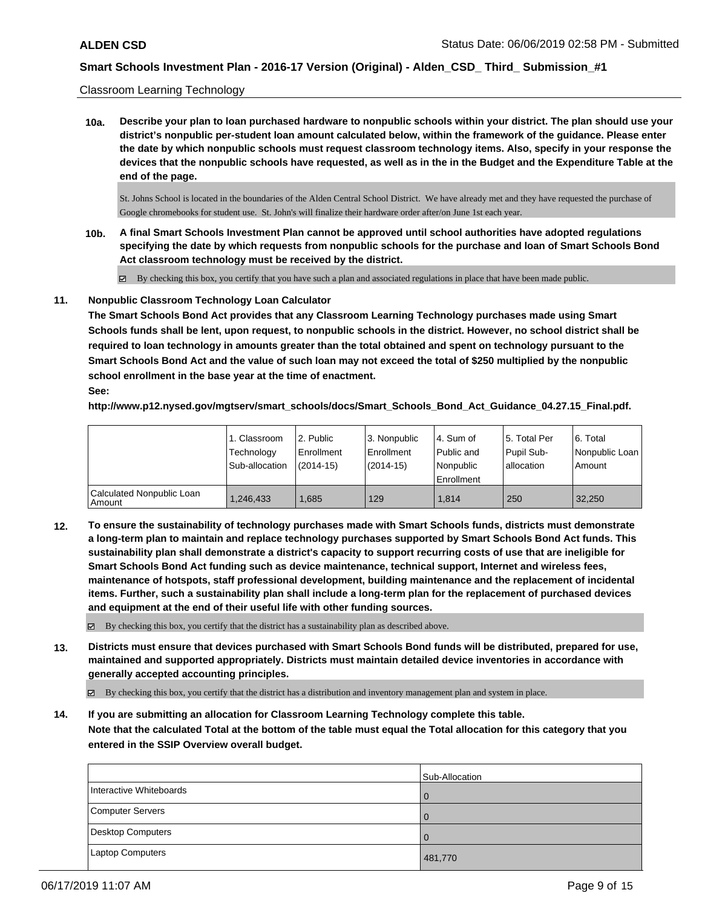Classroom Learning Technology

**10a. Describe your plan to loan purchased hardware to nonpublic schools within your district. The plan should use your district's nonpublic per-student loan amount calculated below, within the framework of the guidance. Please enter the date by which nonpublic schools must request classroom technology items. Also, specify in your response the devices that the nonpublic schools have requested, as well as in the in the Budget and the Expenditure Table at the end of the page.**

St. Johns School is located in the boundaries of the Alden Central School District. We have already met and they have requested the purchase of Google chromebooks for student use. St. John's will finalize their hardware order after/on June 1st each year.

**10b. A final Smart Schools Investment Plan cannot be approved until school authorities have adopted regulations specifying the date by which requests from nonpublic schools for the purchase and loan of Smart Schools Bond Act classroom technology must be received by the district.**

☑ By checking this box, you certify that you have such a plan and associated regulations in place that have been made public.

**11. Nonpublic Classroom Technology Loan Calculator**

**The Smart Schools Bond Act provides that any Classroom Learning Technology purchases made using Smart Schools funds shall be lent, upon request, to nonpublic schools in the district. However, no school district shall be required to loan technology in amounts greater than the total obtained and spent on technology pursuant to the Smart Schools Bond Act and the value of such loan may not exceed the total of $250 multiplied by the nonpublic school enrollment in the base year at the time of enactment.**

**See:**

**http://www.p12.nysed.gov/mgtserv/smart_schools/docs/Smart_Schools_Bond_Act_Guidance_04.27.15_Final.pdf.**

| | 1. Classroom Technology Sub-allocation | 2. Public Enrollment (2014-15) | 3. Nonpublic Enrollment (2014-15) | 4. Sum of Public and Nonpublic Enrollment | 5. Total Per Pupil Sub-allocation | 6. Total Nonpublic Loan Amount |
|---|---|---|---|---|---|---|
| Calculated Nonpublic Loan Amount | 1,246,433 | 1,685 | 129 | 1,814 | 250 | 32,250 |

**12. To ensure the sustainability of technology purchases made with Smart Schools funds, districts must demonstrate a long-term plan to maintain and replace technology purchases supported by Smart Schools Bond Act funds. This sustainability plan shall demonstrate a district's capacity to support recurring costs of use that are ineligible for Smart Schools Bond Act funding such as device maintenance, technical support, Internet and wireless fees, maintenance of hotspots, staff professional development, building maintenance and the replacement of incidental items. Further, such a sustainability plan shall include a long-term plan for the replacement of purchased devices and equipment at the end of their useful life with other funding sources.**

☑ By checking this box, you certify that the district has a sustainability plan as described above.

**13. Districts must ensure that devices purchased with Smart Schools Bond funds will be distributed, prepared for use, maintained and supported appropriately. Districts must maintain detailed device inventories in accordance with generally accepted accounting principles.**

☑ By checking this box, you certify that the district has a distribution and inventory management plan and system in place.

**14. If you are submitting an allocation for Classroom Learning Technology complete this table.**

**Note that the calculated Total at the bottom of the table must equal the Total allocation for this category that you entered in the SSIP Overview overall budget.**

| | Sub-Allocation |
|---|---|
| Interactive Whiteboards | 0 |
| Computer Servers | 0 |
| Desktop Computers | 0 |
| Laptop Computers | 481,770 |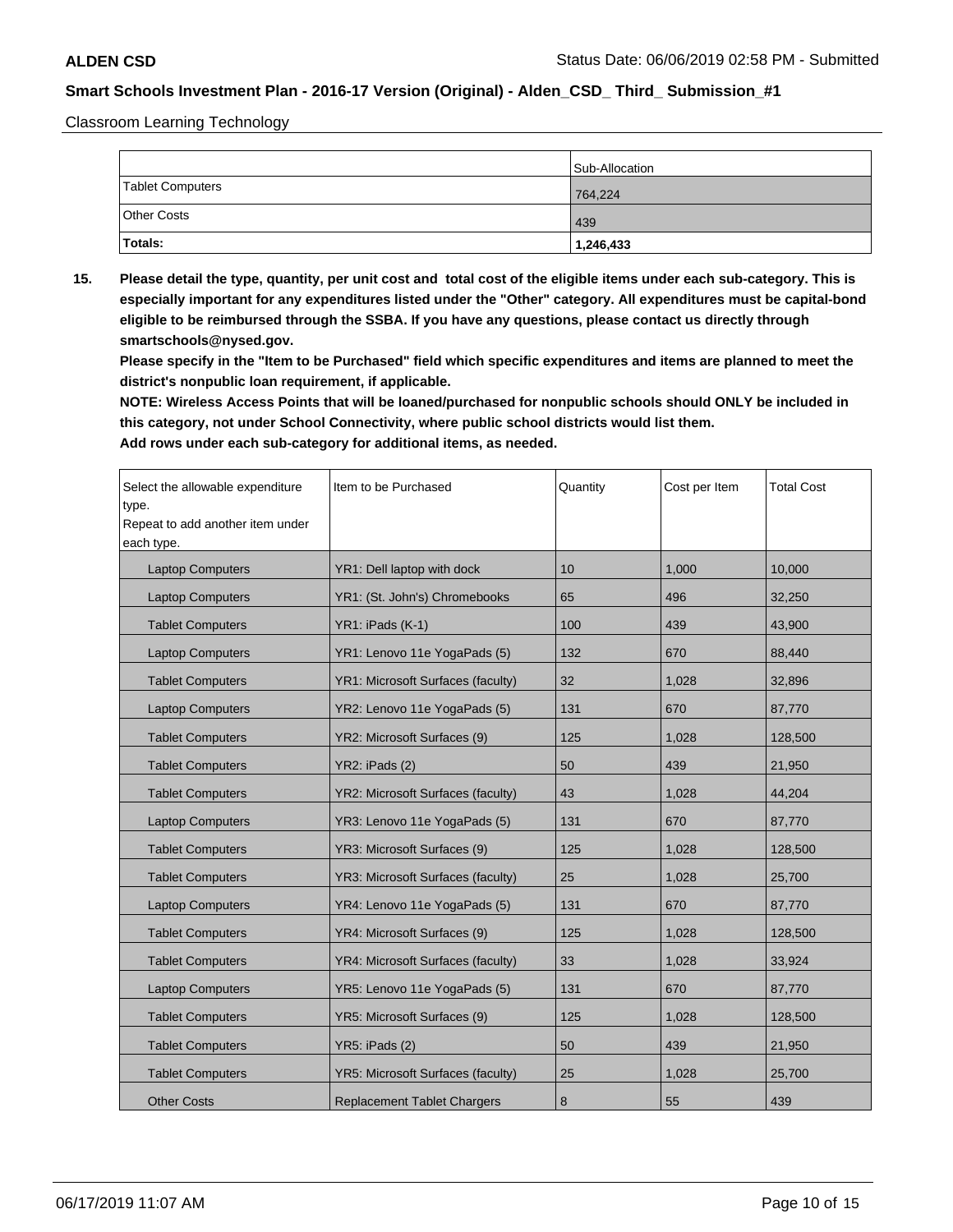Classroom Learning Technology

| | Sub-Allocation |
|---|---|
| Tablet Computers | 764,224 |
| Other Costs | 439 |
| **Totals:** | **1,246,433** |

**15. Please detail the type, quantity, per unit cost and total cost of the eligible items under each sub-category. This is especially important for any expenditures listed under the "Other" category. All expenditures must be capital-bond eligible to be reimbursed through the SSBA. If you have any questions, please contact us directly through smartschools@nysed.gov.**

**Please specify in the "Item to be Purchased" field which specific expenditures and items are planned to meet the district's nonpublic loan requirement, if applicable.**

**NOTE: Wireless Access Points that will be loaned/purchased for nonpublic schools should ONLY be included in this category, not under School Connectivity, where public school districts would list them.**

**Add rows under each sub-category for additional items, as needed.**

| Select the allowable expenditure type. Repeat to add another item under each type. | Item to be Purchased | Quantity | Cost per Item | Total Cost |
|---|---|---|---|---|
| Laptop Computers | YR1: Dell laptop with dock | 10 | 1,000 | 10,000 |
| Laptop Computers | YR1: (St. John's) Chromebooks | 65 | 496 | 32,250 |
| Tablet Computers | YR1: iPads (K-1) | 100 | 439 | 43,900 |
| Laptop Computers | YR1: Lenovo 11e YogaPads (5) | 132 | 670 | 88,440 |
| Tablet Computers | YR1: Microsoft Surfaces (faculty) | 32 | 1,028 | 32,896 |
| Laptop Computers | YR2: Lenovo 11e YogaPads (5) | 131 | 670 | 87,770 |
| Tablet Computers | YR2: Microsoft Surfaces (9) | 125 | 1,028 | 128,500 |
| Tablet Computers | YR2: iPads (2) | 50 | 439 | 21,950 |
| Tablet Computers | YR2: Microsoft Surfaces (faculty) | 43 | 1,028 | 44,204 |
| Laptop Computers | YR3: Lenovo 11e YogaPads (5) | 131 | 670 | 87,770 |
| Tablet Computers | YR3: Microsoft Surfaces (9) | 125 | 1,028 | 128,500 |
| Tablet Computers | YR3: Microsoft Surfaces (faculty) | 25 | 1,028 | 25,700 |
| Laptop Computers | YR4: Lenovo 11e YogaPads (5) | 131 | 670 | 87,770 |
| Tablet Computers | YR4: Microsoft Surfaces (9) | 125 | 1,028 | 128,500 |
| Tablet Computers | YR4: Microsoft Surfaces (faculty) | 33 | 1,028 | 33,924 |
| Laptop Computers | YR5: Lenovo 11e YogaPads (5) | 131 | 670 | 87,770 |
| Tablet Computers | YR5: Microsoft Surfaces (9) | 125 | 1,028 | 128,500 |
| Tablet Computers | YR5: iPads (2) | 50 | 439 | 21,950 |
| Tablet Computers | YR5: Microsoft Surfaces (faculty) | 25 | 1,028 | 25,700 |
| Other Costs | Replacement Tablet Chargers | 8 | 55 | 439 |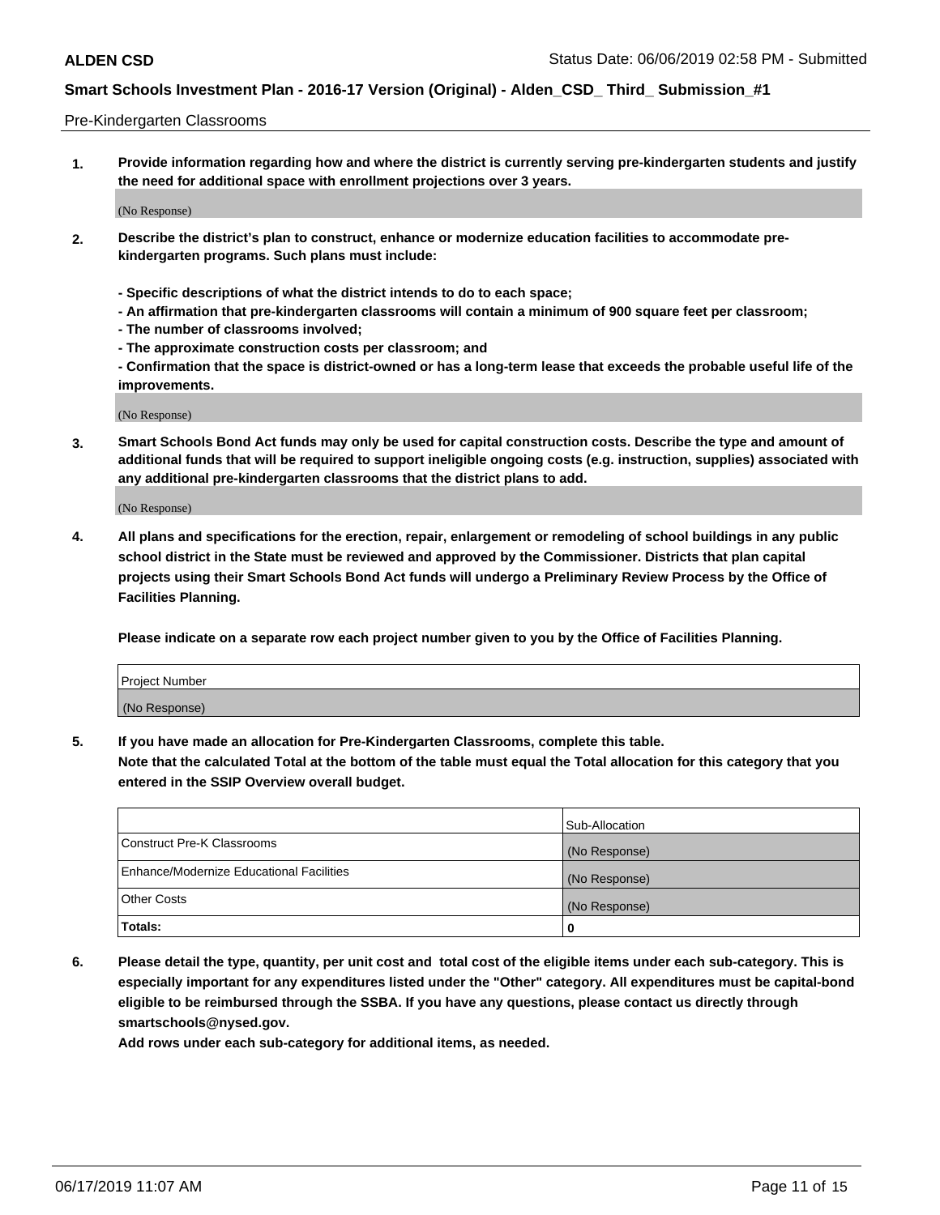Pre-Kindergarten Classrooms

**1. Provide information regarding how and where the district is currently serving pre-kindergarten students and justify the need for additional space with enrollment projections over 3 years.**

(No Response)

**2. Describe the district's plan to construct, enhance or modernize education facilities to accommodate pre-kindergarten programs. Such plans must include:**

**- Specific descriptions of what the district intends to do to each space;**
**- An affirmation that pre-kindergarten classrooms will contain a minimum of 900 square feet per classroom;**
**- The number of classrooms involved;**
**- The approximate construction costs per classroom; and**
**- Confirmation that the space is district-owned or has a long-term lease that exceeds the probable useful life of the improvements.**

(No Response)

**3. Smart Schools Bond Act funds may only be used for capital construction costs. Describe the type and amount of additional funds that will be required to support ineligible ongoing costs (e.g. instruction, supplies) associated with any additional pre-kindergarten classrooms that the district plans to add.**

(No Response)

**4. All plans and specifications for the erection, repair, enlargement or remodeling of school buildings in any public school district in the State must be reviewed and approved by the Commissioner. Districts that plan capital projects using their Smart Schools Bond Act funds will undergo a Preliminary Review Process by the Office of Facilities Planning.**

**Please indicate on a separate row each project number given to you by the Office of Facilities Planning.**

| Project Number |
| --- |
| (No Response) |

**5. If you have made an allocation for Pre-Kindergarten Classrooms, complete this table.**
**Note that the calculated Total at the bottom of the table must equal the Total allocation for this category that you entered in the SSIP Overview overall budget.**

| | Sub-Allocation |
| --- | --- |
| Construct Pre-K Classrooms | (No Response) |
| Enhance/Modernize Educational Facilities | (No Response) |
| Other Costs | (No Response) |
| **Totals:** | **0** |

**6. Please detail the type, quantity, per unit cost and total cost of the eligible items under each sub-category. This is especially important for any expenditures listed under the "Other" category. All expenditures must be capital-bond eligible to be reimbursed through the SSBA. If you have any questions, please contact us directly through smartschools@nysed.gov.**
**Add rows under each sub-category for additional items, as needed.**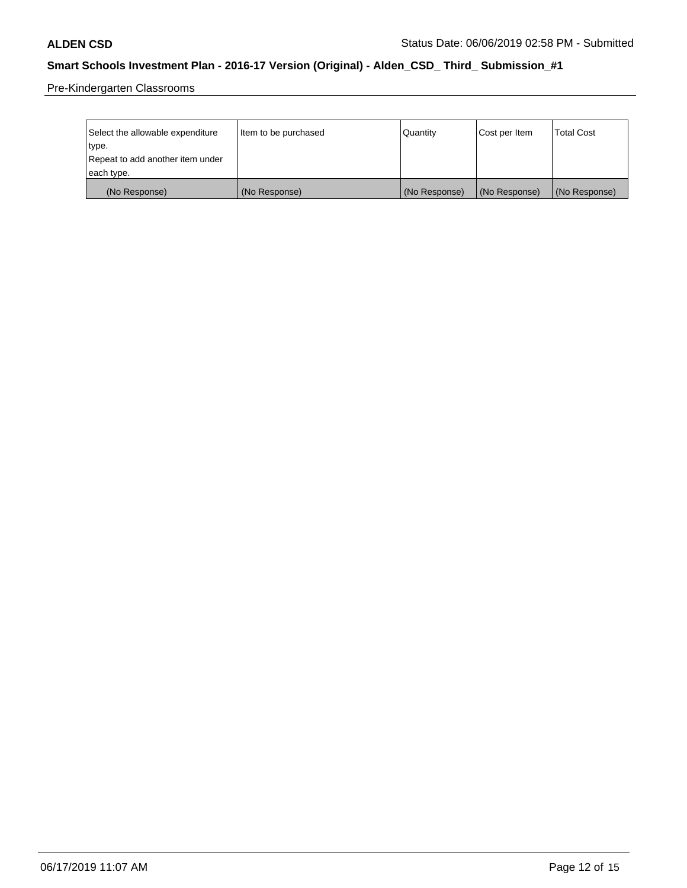Pre-Kindergarten Classrooms

| Select the allowable expenditure type. Repeat to add another item under each type. | Item to be purchased | Quantity | Cost per Item | Total Cost |
|---|---|---|---|---|
| (No Response) | (No Response) | (No Response) | (No Response) | (No Response) |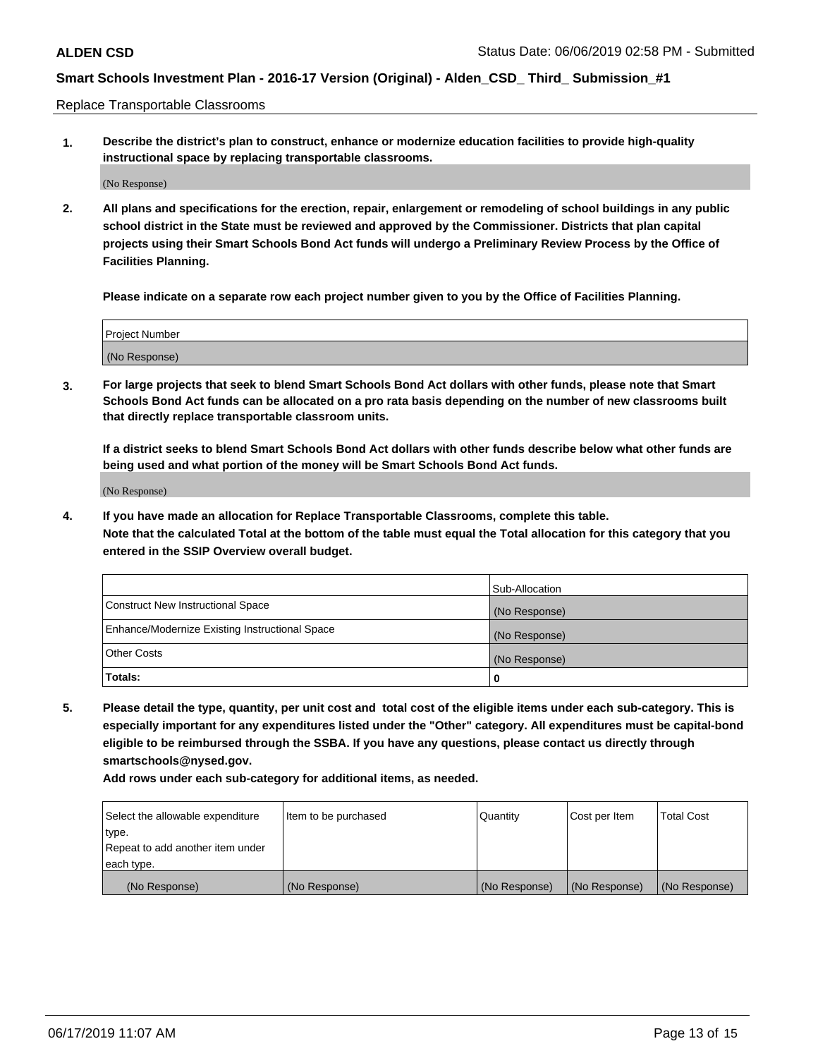Replace Transportable Classrooms

1. **Describe the district's plan to construct, enhance or modernize education facilities to provide high-quality instructional space by replacing transportable classrooms.**

(No Response)

2. **All plans and specifications for the erection, repair, enlargement or remodeling of school buildings in any public school district in the State must be reviewed and approved by the Commissioner. Districts that plan capital projects using their Smart Schools Bond Act funds will undergo a Preliminary Review Process by the Office of Facilities Planning.**

**Please indicate on a separate row each project number given to you by the Office of Facilities Planning.**

| Project Number |
| --- |
| (No Response) |

3. **For large projects that seek to blend Smart Schools Bond Act dollars with other funds, please note that Smart Schools Bond Act funds can be allocated on a pro rata basis depending on the number of new classrooms built that directly replace transportable classroom units.**

**If a district seeks to blend Smart Schools Bond Act dollars with other funds describe below what other funds are being used and what portion of the money will be Smart Schools Bond Act funds.**

(No Response)

4. **If you have made an allocation for Replace Transportable Classrooms, complete this table. Note that the calculated Total at the bottom of the table must equal the Total allocation for this category that you entered in the SSIP Overview overall budget.**

| | Sub-Allocation |
| --- | --- |
| Construct New Instructional Space | (No Response) |
| Enhance/Modernize Existing Instructional Space | (No Response) |
| Other Costs | (No Response) |
| **Totals:** | **0** |

5. **Please detail the type, quantity, per unit cost and total cost of the eligible items under each sub-category. This is especially important for any expenditures listed under the "Other" category. All expenditures must be capital-bond eligible to be reimbursed through the SSBA. If you have any questions, please contact us directly through smartschools@nysed.gov.**

**Add rows under each sub-category for additional items, as needed.**

| Select the allowable expenditure type. Repeat to add another item under each type. | Item to be purchased | Quantity | Cost per Item | Total Cost |
| --- | --- | --- | --- | --- |
| (No Response) | (No Response) | (No Response) | (No Response) | (No Response) |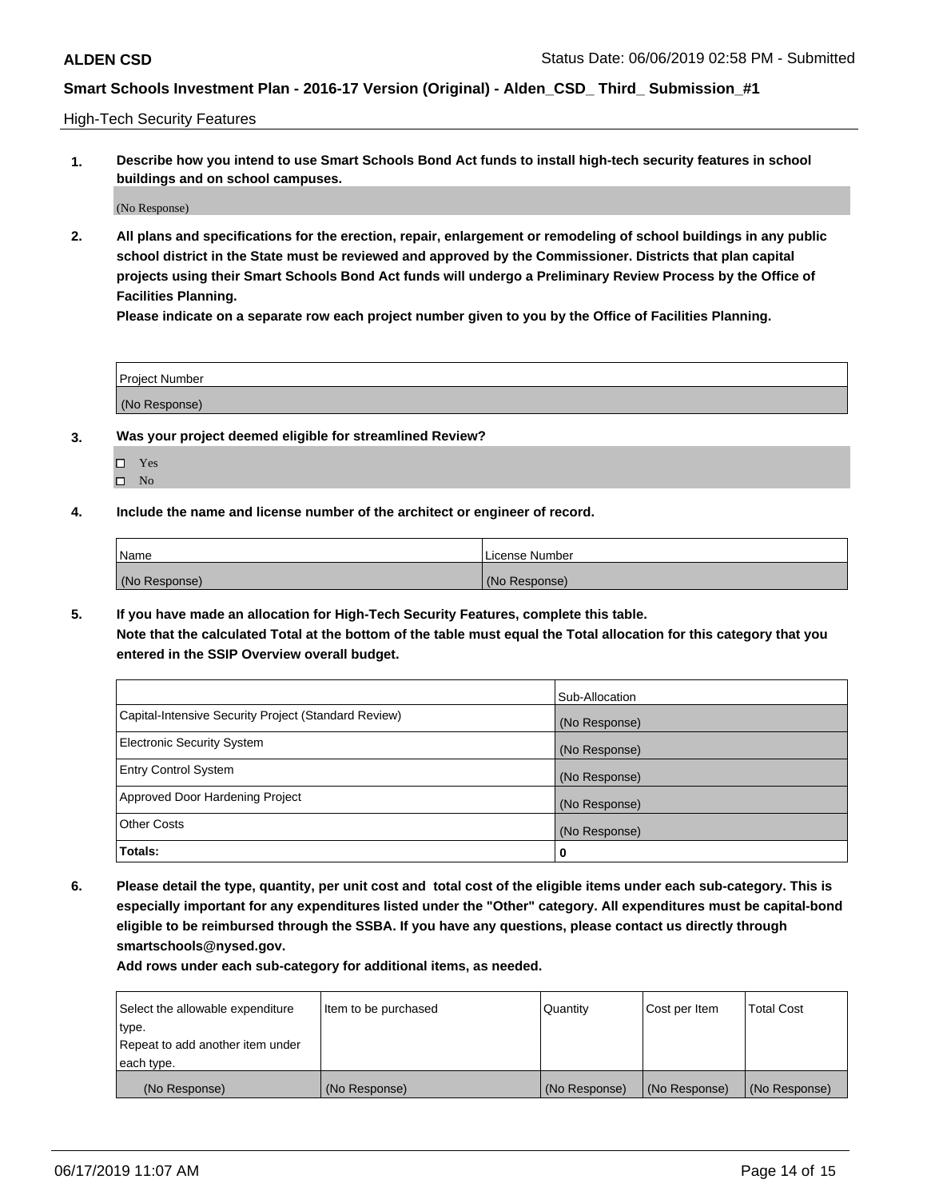High-Tech Security Features

**1. Describe how you intend to use Smart Schools Bond Act funds to install high-tech security features in school buildings and on school campuses.**

(No Response)

**2. All plans and specifications for the erection, repair, enlargement or remodeling of school buildings in any public school district in the State must be reviewed and approved by the Commissioner. Districts that plan capital projects using their Smart Schools Bond Act funds will undergo a Preliminary Review Process by the Office of Facilities Planning.**

**Please indicate on a separate row each project number given to you by the Office of Facilities Planning.**

| Project Number |
| --- |
| (No Response) |

**3. Was your project deemed eligible for streamlined Review?**

- ☐ Yes
- ☐ No

**4. Include the name and license number of the architect or engineer of record.**

| Name | License Number |
| --- | --- |
| (No Response) | (No Response) |

**5. If you have made an allocation for High-Tech Security Features, complete this table.**
**Note that the calculated Total at the bottom of the table must equal the Total allocation for this category that you entered in the SSIP Overview overall budget.**

| | Sub-Allocation |
| --- | --- |
| Capital-Intensive Security Project (Standard Review) | (No Response) |
| Electronic Security System | (No Response) |
| Entry Control System | (No Response) |
| Approved Door Hardening Project | (No Response) |
| Other Costs | (No Response) |
| **Totals:** | **0** |

**6. Please detail the type, quantity, per unit cost and total cost of the eligible items under each sub-category. This is especially important for any expenditures listed under the "Other" category. All expenditures must be capital-bond eligible to be reimbursed through the SSBA. If you have any questions, please contact us directly through smartschools@nysed.gov.**

**Add rows under each sub-category for additional items, as needed.**

| Select the allowable expenditure type. Repeat to add another item under each type. | Item to be purchased | Quantity | Cost per Item | Total Cost |
| --- | --- | --- | --- | --- |
| (No Response) | (No Response) | (No Response) | (No Response) | (No Response) |